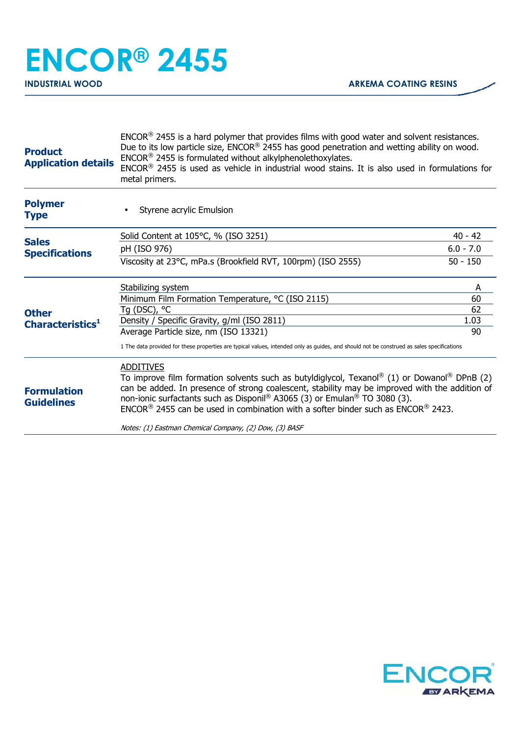# ENCOR® 2455

**INDUSTRIAL WOOD** — **ARKEMA COATING RESINS**

## Product Application details

ENCOR® 2455 is a hard polymer that provides films with good water and solvent resistances.
Due to its low particle size, ENCOR® 2455 has good penetration and wetting ability on wood.
ENCOR® 2455 is formulated without alkylphenolethoxylates.
ENCOR® 2455 is used as vehicle in industrial wood stains. It is also used in formulations for metal primers.

## Polymer Type

- Styrene acrylic Emulsion

## Sales Specifications

| Property | Value |
|---|---|
| Solid Content at 105°C, % (ISO 3251) | 40 - 42 |
| pH (ISO 976) | 6.0 - 7.0 |
| Viscosity at 23°C, mPa.s (Brookfield RVT, 100rpm) (ISO 2555) | 50 - 150 |

## Other Characteristics[1]

| Property | Value |
|---|---|
| Stabilizing system | A |
| Minimum Film Formation Temperature, °C (ISO 2115) | 60 |
| Tg (DSC), °C | 62 |
| Density / Specific Gravity, g/ml (ISO 2811) | 1.03 |
| Average Particle size, nm (ISO 13321) | 90 |

1 The data provided for these properties are typical values, intended only as guides, and should not be construed as sales specifications

## Formulation Guidelines

ADDITIVES

To improve film formation solvents such as butyldiglycol, Texanol® (1) or Dowanol® DPnB (2) can be added. In presence of strong coalescent, stability may be improved with the addition of non-ionic surfactants such as Disponil® A3065 (3) or Emulan® TO 3080 (3).
ENCOR® 2455 can be used in combination with a softer binder such as ENCOR® 2423.

*Notes: (1) Eastman Chemical Company, (2) Dow, (3) BASF*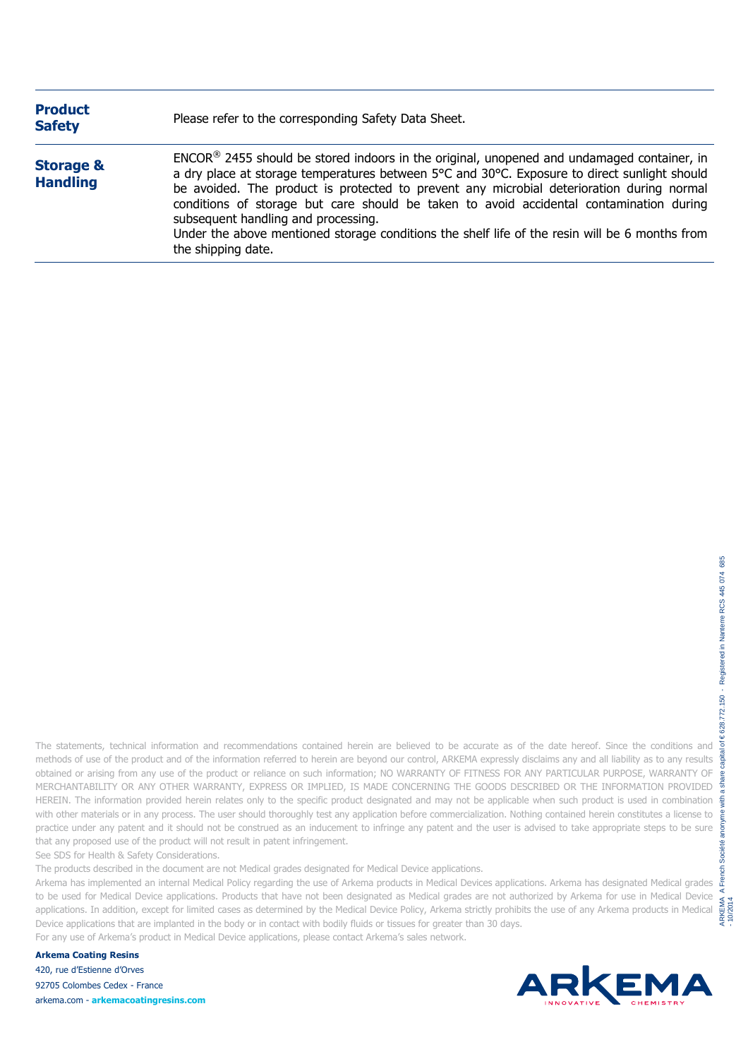| | |
|---|---|
| **Product Safety** | Please refer to the corresponding Safety Data Sheet. |
| **Storage & Handling** | ENCOR® 2455 should be stored indoors in the original, unopened and undamaged container, in a dry place at storage temperatures between 5°C and 30°C. Exposure to direct sunlight should be avoided. The product is protected to prevent any microbial deterioration during normal conditions of storage but care should be taken to avoid accidental contamination during subsequent handling and processing.<br>Under the above mentioned storage conditions the shelf life of the resin will be 6 months from the shipping date. |

The statements, technical information and recommendations contained herein are believed to be accurate as of the date hereof. Since the conditions and methods of use of the product and of the information referred to herein are beyond our control, ARKEMA expressly disclaims any and all liability as to any results obtained or arising from any use of the product or reliance on such information; NO WARRANTY OF FITNESS FOR ANY PARTICULAR PURPOSE, WARRANTY OF MERCHANTABILITY OR ANY OTHER WARRANTY, EXPRESS OR IMPLIED, IS MADE CONCERNING THE GOODS DESCRIBED OR THE INFORMATION PROVIDED HEREIN. The information provided herein relates only to the specific product designated and may not be applicable when such product is used in combination with other materials or in any process. The user should thoroughly test any application before commercialization. Nothing contained herein constitutes a license to practice under any patent and it should not be construed as an inducement to infringe any patent and the user is advised to take appropriate steps to be sure that any proposed use of the product will not result in patent infringement.

See SDS for Health & Safety Considerations.

The products described in the document are not Medical grades designated for Medical Device applications.

Arkema has implemented an internal Medical Policy regarding the use of Arkema products in Medical Devices applications. Arkema has designated Medical grades to be used for Medical Device applications. Products that have not been designated as Medical grades are not authorized by Arkema for use in Medical Device applications. In addition, except for limited cases as determined by the Medical Device Policy, Arkema strictly prohibits the use of any Arkema products in Medical Device applications that are implanted in the body or in contact with bodily fluids or tissues for greater than 30 days.

For any use of Arkema's product in Medical Device applications, please contact Arkema's sales network.

**Arkema Coating Resins**
420, rue d'Estienne d'Orves
92705 Colombes Cedex - France
arkema.com - **arkemacoatingresins.com**

ARKEMA A French Société anonyme with a share capital of € 628.772.150 - Registered in Nanterre RCS 445 074 685 - 10/2014